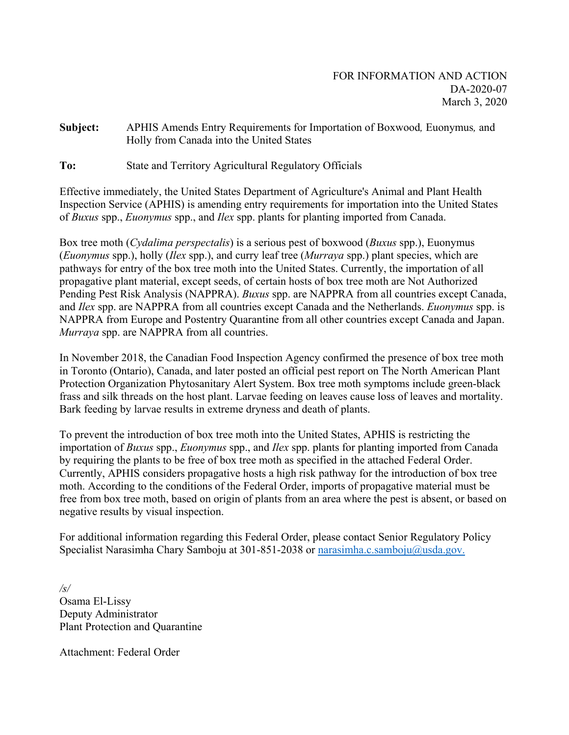FOR INFORMATION AND ACTION
DA-2020-07
March 3, 2020

**Subject:** APHIS Amends Entry Requirements for Importation of Boxwood*,* Euonymus*,* and Holly from Canada into the United States

**To:** State and Territory Agricultural Regulatory Officials

Effective immediately, the United States Department of Agriculture's Animal and Plant Health Inspection Service (APHIS) is amending entry requirements for importation into the United States of *Buxus* spp., *Euonymus* spp., and *Ilex* spp. plants for planting imported from Canada.

Box tree moth (*Cydalima perspectalis*) is a serious pest of boxwood (*Buxus* spp.), Euonymus (*Euonymus* spp.), holly (*Ilex* spp.), and curry leaf tree (*Murraya* spp.) plant species, which are pathways for entry of the box tree moth into the United States. Currently, the importation of all propagative plant material, except seeds, of certain hosts of box tree moth are Not Authorized Pending Pest Risk Analysis (NAPPRA). *Buxus* spp. are NAPPRA from all countries except Canada, and *Ilex* spp. are NAPPRA from all countries except Canada and the Netherlands. *Euonymus* spp. is NAPPRA from Europe and Postentry Quarantine from all other countries except Canada and Japan. *Murraya* spp. are NAPPRA from all countries.

In November 2018, the Canadian Food Inspection Agency confirmed the presence of box tree moth in Toronto (Ontario), Canada, and later posted an official pest report on The North American Plant Protection Organization Phytosanitary Alert System. Box tree moth symptoms include green-black frass and silk threads on the host plant. Larvae feeding on leaves cause loss of leaves and mortality. Bark feeding by larvae results in extreme dryness and death of plants.

To prevent the introduction of box tree moth into the United States, APHIS is restricting the importation of *Buxus* spp., *Euonymus* spp., and *Ilex* spp. plants for planting imported from Canada by requiring the plants to be free of box tree moth as specified in the attached Federal Order. Currently, APHIS considers propagative hosts a high risk pathway for the introduction of box tree moth. According to the conditions of the Federal Order, imports of propagative material must be free from box tree moth, based on origin of plants from an area where the pest is absent, or based on negative results by visual inspection.

For additional information regarding this Federal Order, please contact Senior Regulatory Policy Specialist Narasimha Chary Samboju at 301-851-2038 or [narasimha.c.samboju@usda.gov.](mailto:narasimha.c.samboju@usda.gov)

*/s/*
Osama El-Lissy
Deputy Administrator
Plant Protection and Quarantine

Attachment: Federal Order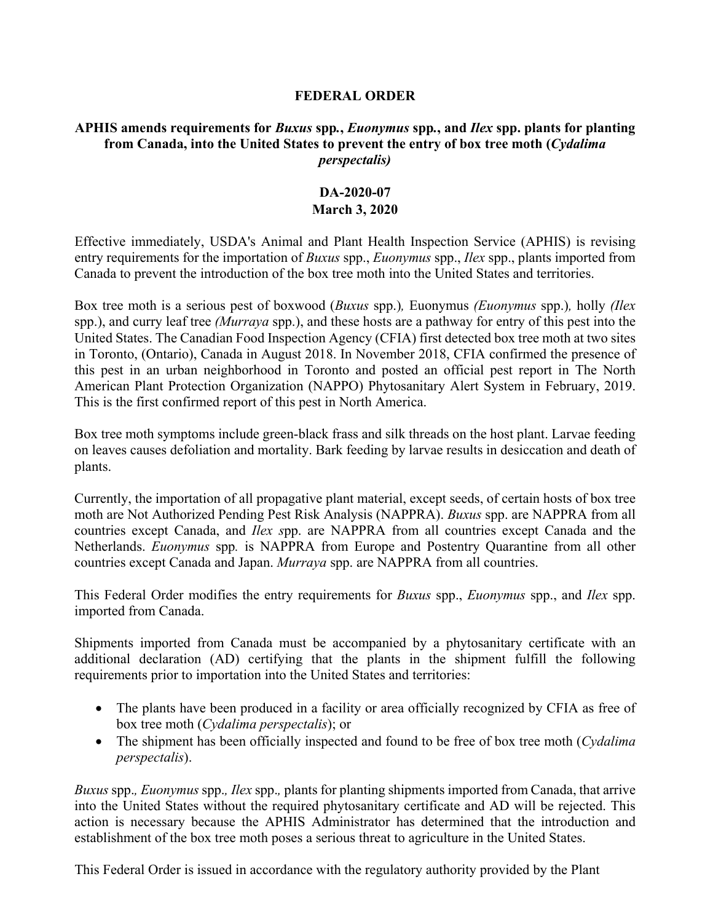**FEDERAL ORDER**

**APHIS amends requirements for *Buxus* spp., *Euonymus* spp., and *Ilex* spp. plants for planting from Canada, into the United States to prevent the entry of box tree moth (*Cydalima perspectalis)***

**DA-2020-07**
**March 3, 2020**

Effective immediately, USDA's Animal and Plant Health Inspection Service (APHIS) is revising entry requirements for the importation of *Buxus* spp., *Euonymus* spp., *Ilex* spp., plants imported from Canada to prevent the introduction of the box tree moth into the United States and territories.

Box tree moth is a serious pest of boxwood (*Buxus* spp.)*,* Euonymus *(Euonymus* spp.)*,* holly *(Ilex* spp.), and curry leaf tree *(Murraya* spp.), and these hosts are a pathway for entry of this pest into the United States. The Canadian Food Inspection Agency (CFIA) first detected box tree moth at two sites in Toronto, (Ontario), Canada in August 2018. In November 2018, CFIA confirmed the presence of this pest in an urban neighborhood in Toronto and posted an official pest report in The North American Plant Protection Organization (NAPPO) Phytosanitary Alert System in February, 2019. This is the first confirmed report of this pest in North America.

Box tree moth symptoms include green-black frass and silk threads on the host plant. Larvae feeding on leaves causes defoliation and mortality. Bark feeding by larvae results in desiccation and death of plants.

Currently, the importation of all propagative plant material, except seeds, of certain hosts of box tree moth are Not Authorized Pending Pest Risk Analysis (NAPPRA). *Buxus* spp. are NAPPRA from all countries except Canada, and *Ilex s*pp. are NAPPRA from all countries except Canada and the Netherlands. *Euonymus* spp*.* is NAPPRA from Europe and Postentry Quarantine from all other countries except Canada and Japan. *Murraya* spp. are NAPPRA from all countries.

This Federal Order modifies the entry requirements for *Buxus* spp., *Euonymus* spp., and *Ilex* spp. imported from Canada.

Shipments imported from Canada must be accompanied by a phytosanitary certificate with an additional declaration (AD) certifying that the plants in the shipment fulfill the following requirements prior to importation into the United States and territories:

- The plants have been produced in a facility or area officially recognized by CFIA as free of box tree moth (*Cydalima perspectalis*); or
- The shipment has been officially inspected and found to be free of box tree moth (*Cydalima perspectalis*).

*Buxus* spp.*, Euonymus* spp.*, Ilex* spp.*,* plants for planting shipments imported from Canada, that arrive into the United States without the required phytosanitary certificate and AD will be rejected. This action is necessary because the APHIS Administrator has determined that the introduction and establishment of the box tree moth poses a serious threat to agriculture in the United States.

This Federal Order is issued in accordance with the regulatory authority provided by the Plant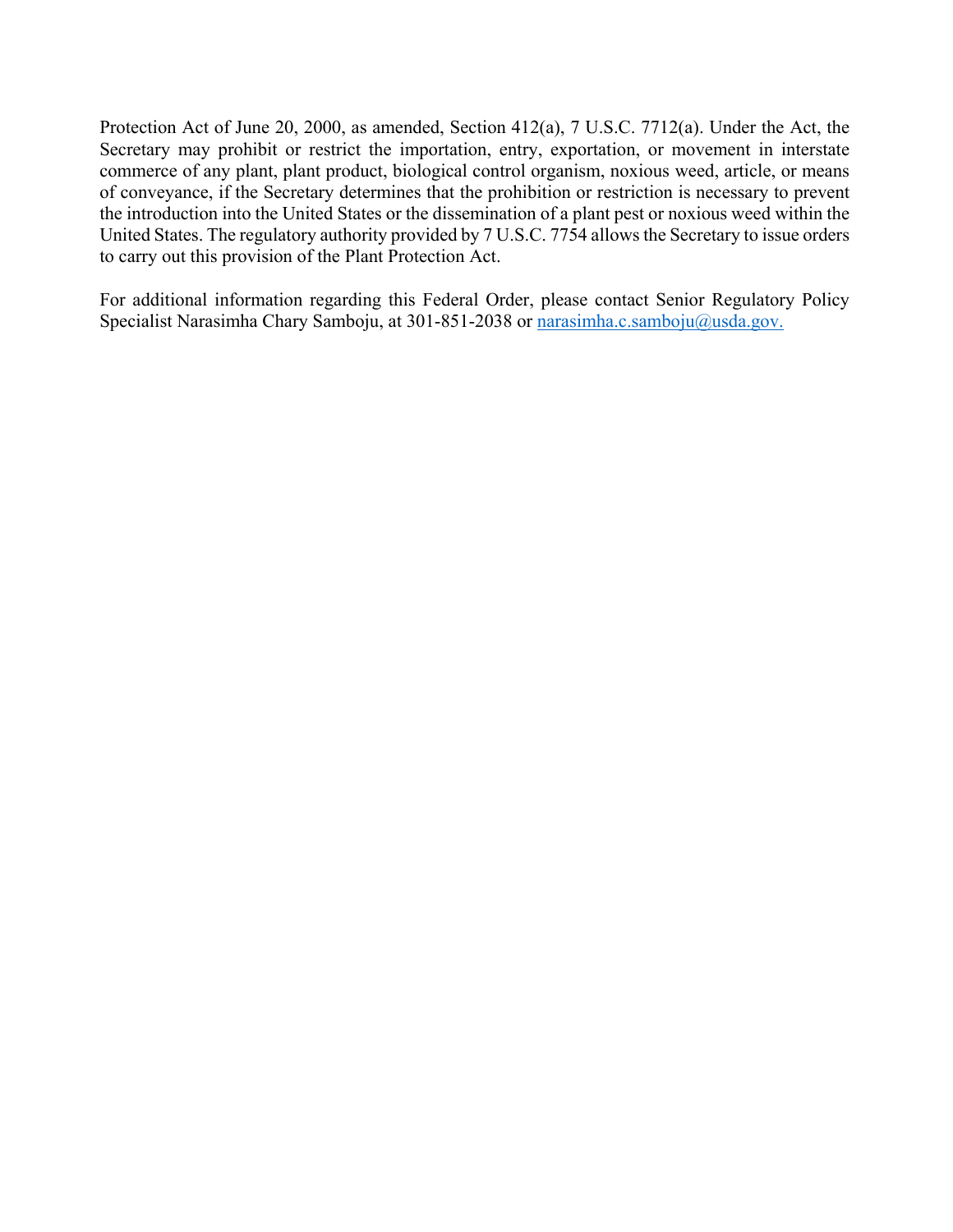Protection Act of June 20, 2000, as amended, Section 412(a), 7 U.S.C. 7712(a). Under the Act, the Secretary may prohibit or restrict the importation, entry, exportation, or movement in interstate commerce of any plant, plant product, biological control organism, noxious weed, article, or means of conveyance, if the Secretary determines that the prohibition or restriction is necessary to prevent the introduction into the United States or the dissemination of a plant pest or noxious weed within the United States. The regulatory authority provided by 7 U.S.C. 7754 allows the Secretary to issue orders to carry out this provision of the Plant Protection Act.

For additional information regarding this Federal Order, please contact Senior Regulatory Policy Specialist Narasimha Chary Samboju, at 301-851-2038 or narasimha.c.samboju@usda.gov.